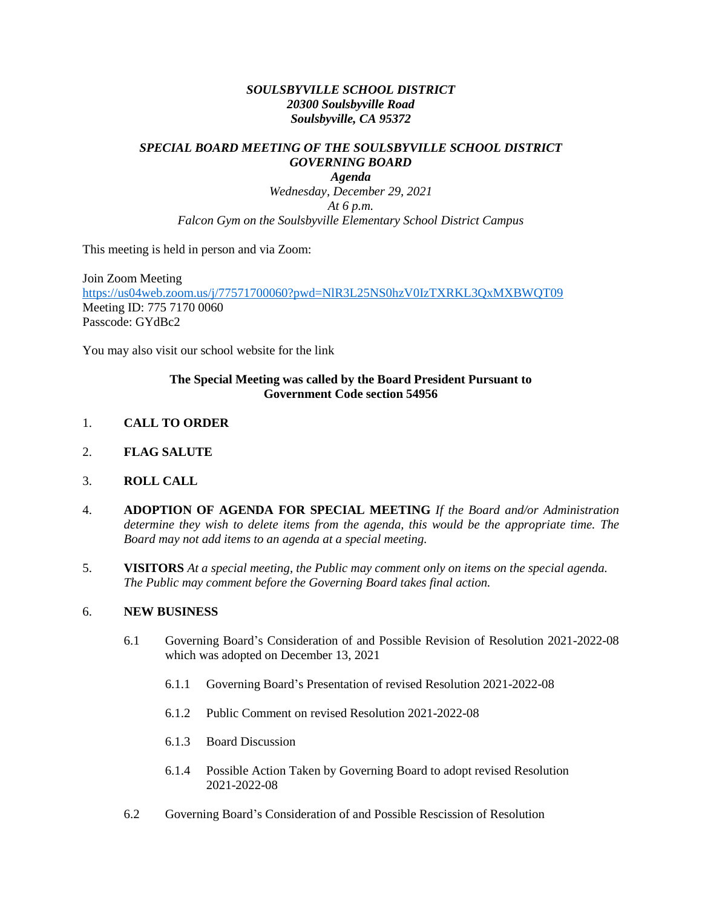***SOULSBYVILLE SCHOOL DISTRICT***
***20300 Soulsbyville Road***
***Soulsbyville, CA 95372***

***SPECIAL BOARD MEETING OF THE SOULSBYVILLE SCHOOL DISTRICT GOVERNING BOARD***
***Agenda***
*Wednesday, December 29, 2021*
*At 6 p.m.*
*Falcon Gym on the Soulsbyville Elementary School District Campus*

This meeting is held in person and via Zoom:

Join Zoom Meeting
https://us04web.zoom.us/j/77571700060?pwd=NlR3L25NS0hzV0IzTXRKL3QxMXBWQT09
Meeting ID: 775 7170 0060
Passcode: GYdBc2

You may also visit our school website for the link

**The Special Meeting was called by the Board President Pursuant to Government Code section 54956**

1. **CALL TO ORDER**

2. **FLAG SALUTE**

3. **ROLL CALL**

4. **ADOPTION OF AGENDA FOR SPECIAL MEETING** *If the Board and/or Administration determine they wish to delete items from the agenda, this would be the appropriate time. The Board may not add items to an agenda at a special meeting.*

5. **VISITORS** *At a special meeting, the Public may comment only on items on the special agenda. The Public may comment before the Governing Board takes final action.*

6. **NEW BUSINESS**

   6.1 Governing Board's Consideration of and Possible Revision of Resolution 2021-2022-08 which was adopted on December 13, 2021

      6.1.1 Governing Board's Presentation of revised Resolution 2021-2022-08

      6.1.2 Public Comment on revised Resolution 2021-2022-08

      6.1.3 Board Discussion

      6.1.4 Possible Action Taken by Governing Board to adopt revised Resolution 2021-2022-08

   6.2 Governing Board's Consideration of and Possible Rescission of Resolution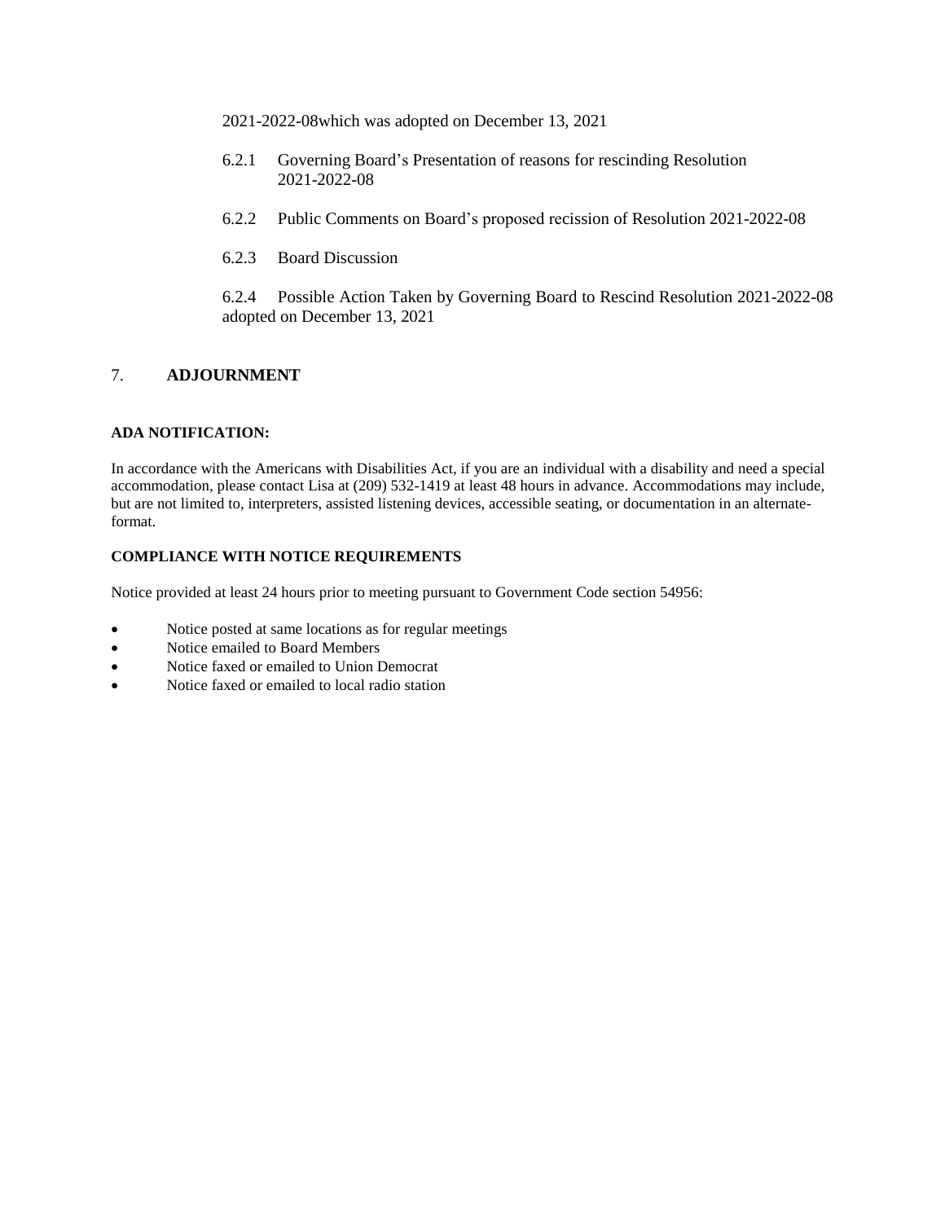2021-2022-08which was adopted on December 13, 2021

6.2.1 Governing Board's Presentation of reasons for rescinding Resolution 2021-2022-08

6.2.2 Public Comments on Board's proposed recission of Resolution 2021-2022-08

6.2.3 Board Discussion

6.2.4 Possible Action Taken by Governing Board to Rescind Resolution 2021-2022-08 adopted on December 13, 2021

## 7. **ADJOURNMENT**

**ADA NOTIFICATION:**

In accordance with the Americans with Disabilities Act, if you are an individual with a disability and need a special accommodation, please contact Lisa at (209) 532-1419 at least 48 hours in advance. Accommodations may include, but are not limited to, interpreters, assisted listening devices, accessible seating, or documentation in an alternate-format.

**COMPLIANCE WITH NOTICE REQUIREMENTS**

Notice provided at least 24 hours prior to meeting pursuant to Government Code section 54956:

- Notice posted at same locations as for regular meetings
- Notice emailed to Board Members
- Notice faxed or emailed to Union Democrat
- Notice faxed or emailed to local radio station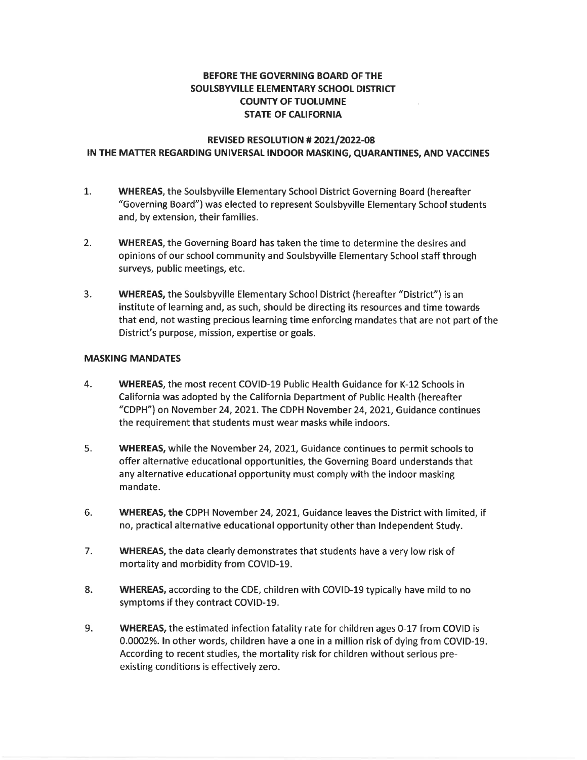**BEFORE THE GOVERNING BOARD OF THE**
**SOULSBYVILLE ELEMENTARY SCHOOL DISTRICT**
**COUNTY OF TUOLUMNE**
**STATE OF CALIFORNIA**

**REVISED RESOLUTION # 2021/2022-08**
**IN THE MATTER REGARDING UNIVERSAL INDOOR MASKING, QUARANTINES, AND VACCINES**

1. **WHEREAS,** the Soulsbyville Elementary School District Governing Board (hereafter "Governing Board") was elected to represent Soulsbyville Elementary School students and, by extension, their families.

2. **WHEREAS,** the Governing Board has taken the time to determine the desires and opinions of our school community and Soulsbyville Elementary School staff through surveys, public meetings, etc.

3. **WHEREAS,** the Soulsbyville Elementary School District (hereafter "District") is an institute of learning and, as such, should be directing its resources and time towards that end, not wasting precious learning time enforcing mandates that are not part of the District's purpose, mission, expertise or goals.

**MASKING MANDATES**

4. **WHEREAS,** the most recent COVID-19 Public Health Guidance for K-12 Schools in California was adopted by the California Department of Public Health (hereafter "CDPH") on November 24, 2021. The CDPH November 24, 2021, Guidance continues the requirement that students must wear masks while indoors.

5. **WHEREAS,** while the November 24, 2021, Guidance continues to permit schools to offer alternative educational opportunities, the Governing Board understands that any alternative educational opportunity must comply with the indoor masking mandate.

6. **WHEREAS, the** CDPH November 24, 2021, Guidance leaves the District with limited, if no, practical alternative educational opportunity other than Independent Study.

7. **WHEREAS,** the data clearly demonstrates that students have a very low risk of mortality and morbidity from COVID-19.

8. **WHEREAS,** according to the CDE, children with COVID-19 typically have mild to no symptoms if they contract COVID-19.

9. **WHEREAS,** the estimated infection fatality rate for children ages 0-17 from COVID is 0.0002%. In other words, children have a one in a million risk of dying from COVID-19. According to recent studies, the mortality risk for children without serious pre-existing conditions is effectively zero.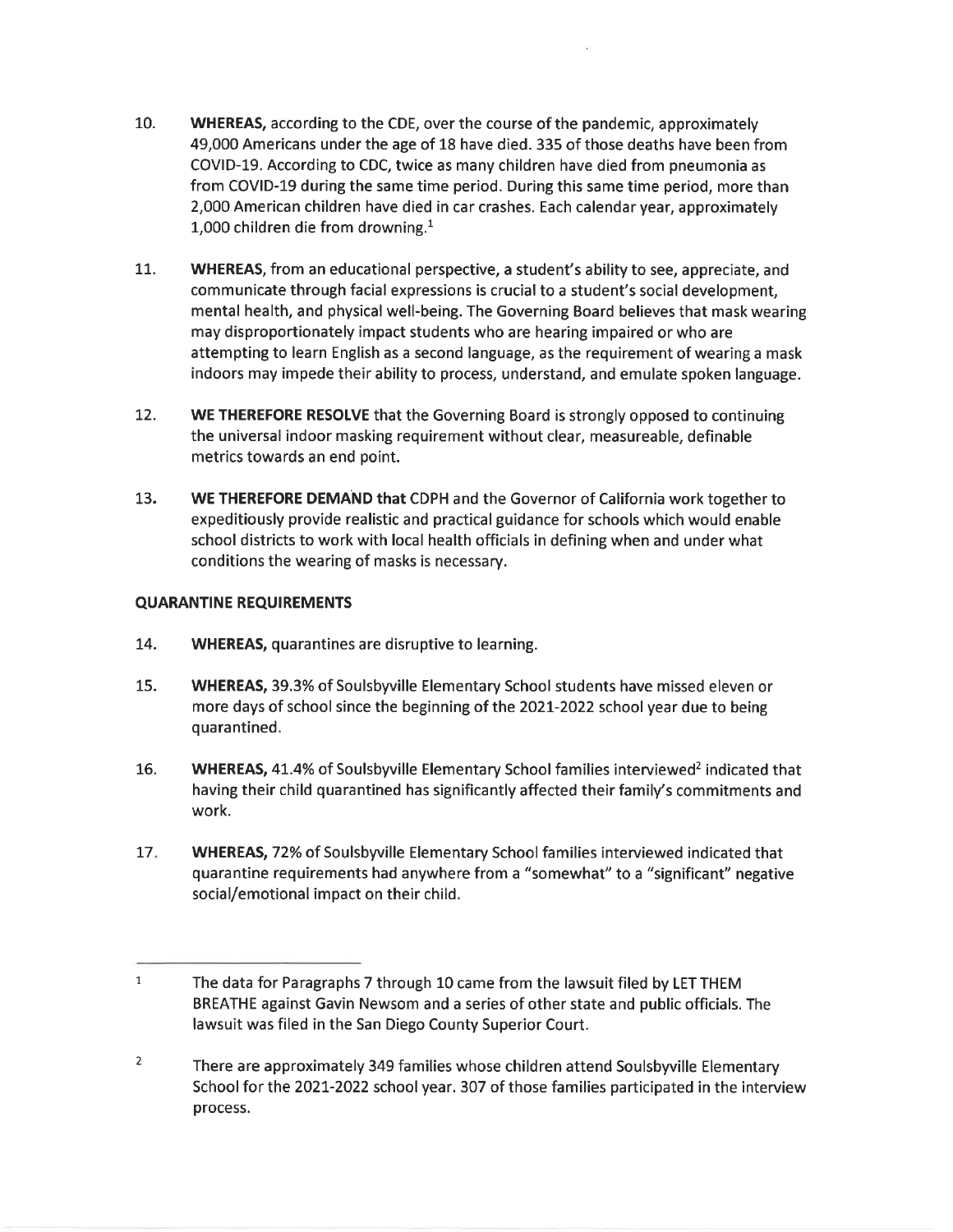10. **WHEREAS,** according to the CDE, over the course of the pandemic, approximately 49,000 Americans under the age of 18 have died. 335 of those deaths have been from COVID-19. According to CDC, twice as many children have died from pneumonia as from COVID-19 during the same time period. During this same time period, more than 2,000 American children have died in car crashes. Each calendar year, approximately 1,000 children die from drowning.[1]

11. **WHEREAS,** from an educational perspective, a student's ability to see, appreciate, and communicate through facial expressions is crucial to a student's social development, mental health, and physical well-being. The Governing Board believes that mask wearing may disproportionately impact students who are hearing impaired or who are attempting to learn English as a second language, as the requirement of wearing a mask indoors may impede their ability to process, understand, and emulate spoken language.

12. **WE THEREFORE RESOLVE** that the Governing Board is strongly opposed to continuing the universal indoor masking requirement without clear, measureable, definable metrics towards an end point.

13. **WE THEREFORE DEMAND that** CDPH and the Governor of California work together to expeditiously provide realistic and practical guidance for schools which would enable school districts to work with local health officials in defining when and under what conditions the wearing of masks is necessary.

**QUARANTINE REQUIREMENTS**

14. **WHEREAS,** quarantines are disruptive to learning.

15. **WHEREAS,** 39.3% of Soulsbyville Elementary School students have missed eleven or more days of school since the beginning of the 2021-2022 school year due to being quarantined.

16. **WHEREAS,** 41.4% of Soulsbyville Elementary School families interviewed[2] indicated that having their child quarantined has significantly affected their family's commitments and work.

17. **WHEREAS,** 72% of Soulsbyville Elementary School families interviewed indicated that quarantine requirements had anywhere from a "somewhat" to a "significant" negative social/emotional impact on their child.

---

1 The data for Paragraphs 7 through 10 came from the lawsuit filed by LET THEM BREATHE against Gavin Newsom and a series of other state and public officials. The lawsuit was filed in the San Diego County Superior Court.

2 There are approximately 349 families whose children attend Soulsbyville Elementary School for the 2021-2022 school year. 307 of those families participated in the interview process.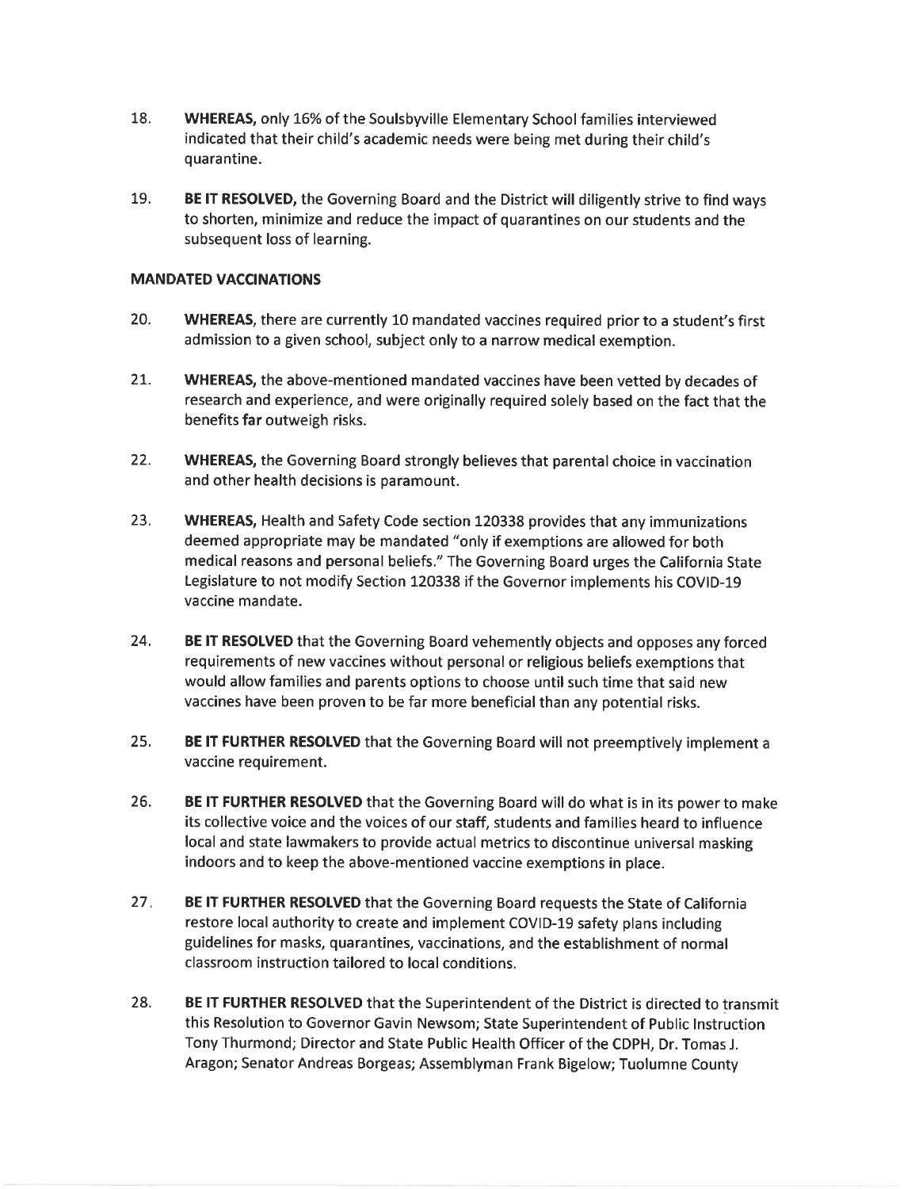18. **WHEREAS,** only 16% of the Soulsbyville Elementary School families interviewed indicated that their child's academic needs were being met during their child's quarantine.

19. **BE IT RESOLVED,** the Governing Board and the District will diligently strive to find ways to shorten, minimize and reduce the impact of quarantines on our students and the subsequent loss of learning.

**MANDATED VACCINATIONS**

20. **WHEREAS,** there are currently 10 mandated vaccines required prior to a student's first admission to a given school, subject only to a narrow medical exemption.

21. **WHEREAS,** the above-mentioned mandated vaccines have been vetted by decades of research and experience, and were originally required solely based on the fact that the benefits **far** outweigh risks.

22. **WHEREAS,** the Governing Board strongly believes that parental choice in vaccination and other health decisions is paramount.

23. **WHEREAS,** Health and Safety Code section 120338 provides that any immunizations deemed appropriate may be mandated "only if exemptions are allowed for both medical reasons and personal beliefs." The Governing Board urges the California State Legislature to not modify Section 120338 if the Governor implements his COVID-19 vaccine mandate.

24. **BE IT RESOLVED** that the Governing Board vehemently objects and opposes any forced requirements of new vaccines without personal or religious beliefs exemptions that would allow families and parents options to choose until such time that said new vaccines have been proven to be far more beneficial than any potential risks.

25. **BE IT FURTHER RESOLVED** that the Governing Board will not preemptively implement a vaccine requirement.

26. **BE IT FURTHER RESOLVED** that the Governing Board will do what is in its power to make its collective voice and the voices of our staff, students and families heard to influence local and state lawmakers to provide actual metrics to discontinue universal masking indoors and to keep the above-mentioned vaccine exemptions in place.

27. **BE IT FURTHER RESOLVED** that the Governing Board requests the State of California restore local authority to create and implement COVID-19 safety plans including guidelines for masks, quarantines, vaccinations, and the establishment of normal classroom instruction tailored to local conditions.

28. **BE IT FURTHER RESOLVED** that the Superintendent of the District is directed to transmit this Resolution to Governor Gavin Newsom; State Superintendent of Public Instruction Tony Thurmond; Director and State Public Health Officer of the CDPH, Dr. Tomas J. Aragon; Senator Andreas Borgeas; Assemblyman Frank Bigelow; Tuolumne County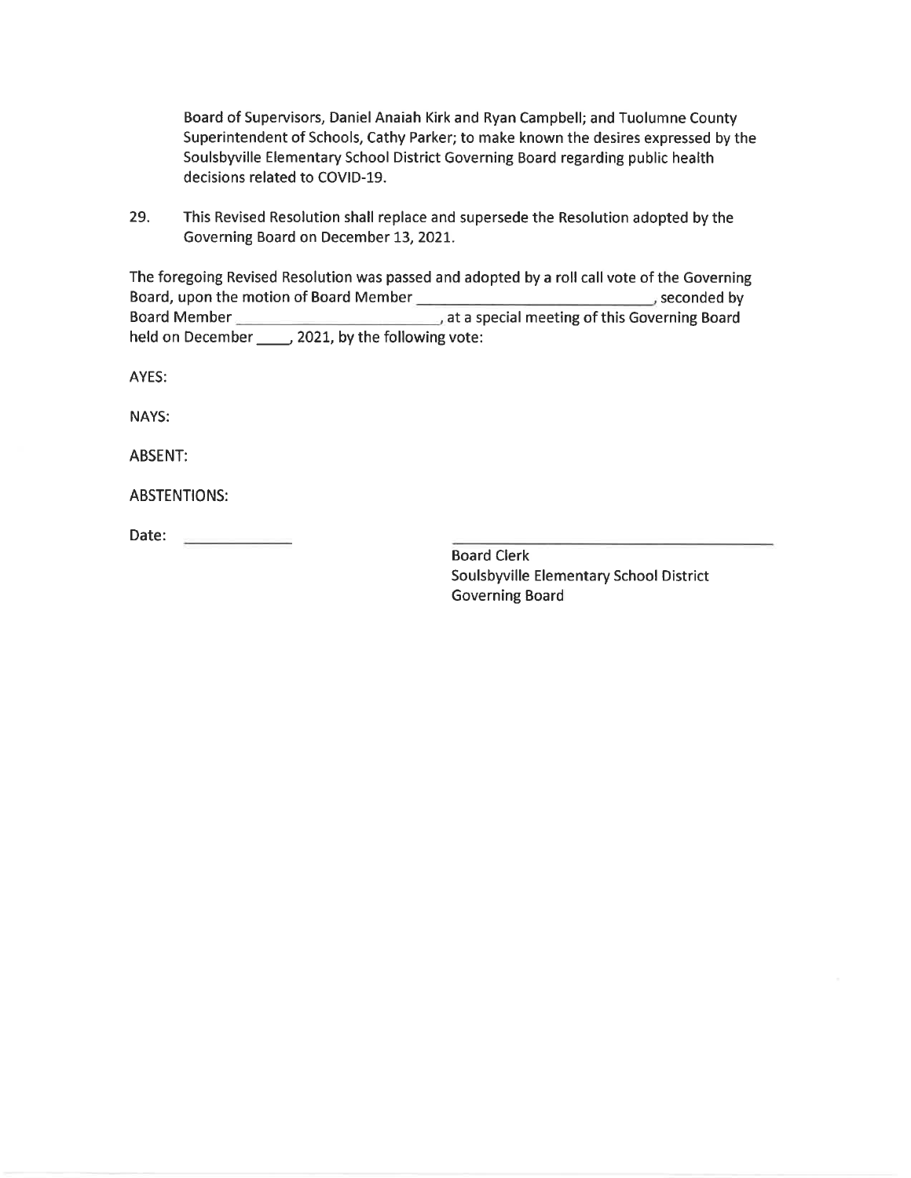Board of Supervisors, Daniel Anaiah Kirk and Ryan Campbell; and Tuolumne County Superintendent of Schools, Cathy Parker; to make known the desires expressed by the Soulsbyville Elementary School District Governing Board regarding public health decisions related to COVID-19.

29. This Revised Resolution shall replace and supersede the Resolution adopted by the Governing Board on December 13, 2021.

The foregoing Revised Resolution was passed and adopted by a roll call vote of the Governing Board, upon the motion of Board Member _______________________________, seconded by Board Member ___________________________, at a special meeting of this Governing Board held on December ____, 2021, by the following vote:

AYES:

NAYS:

ABSENT:

ABSTENTIONS:

Date: ____________

_______________________________________

Board Clerk
Soulsbyville Elementary School District
Governing Board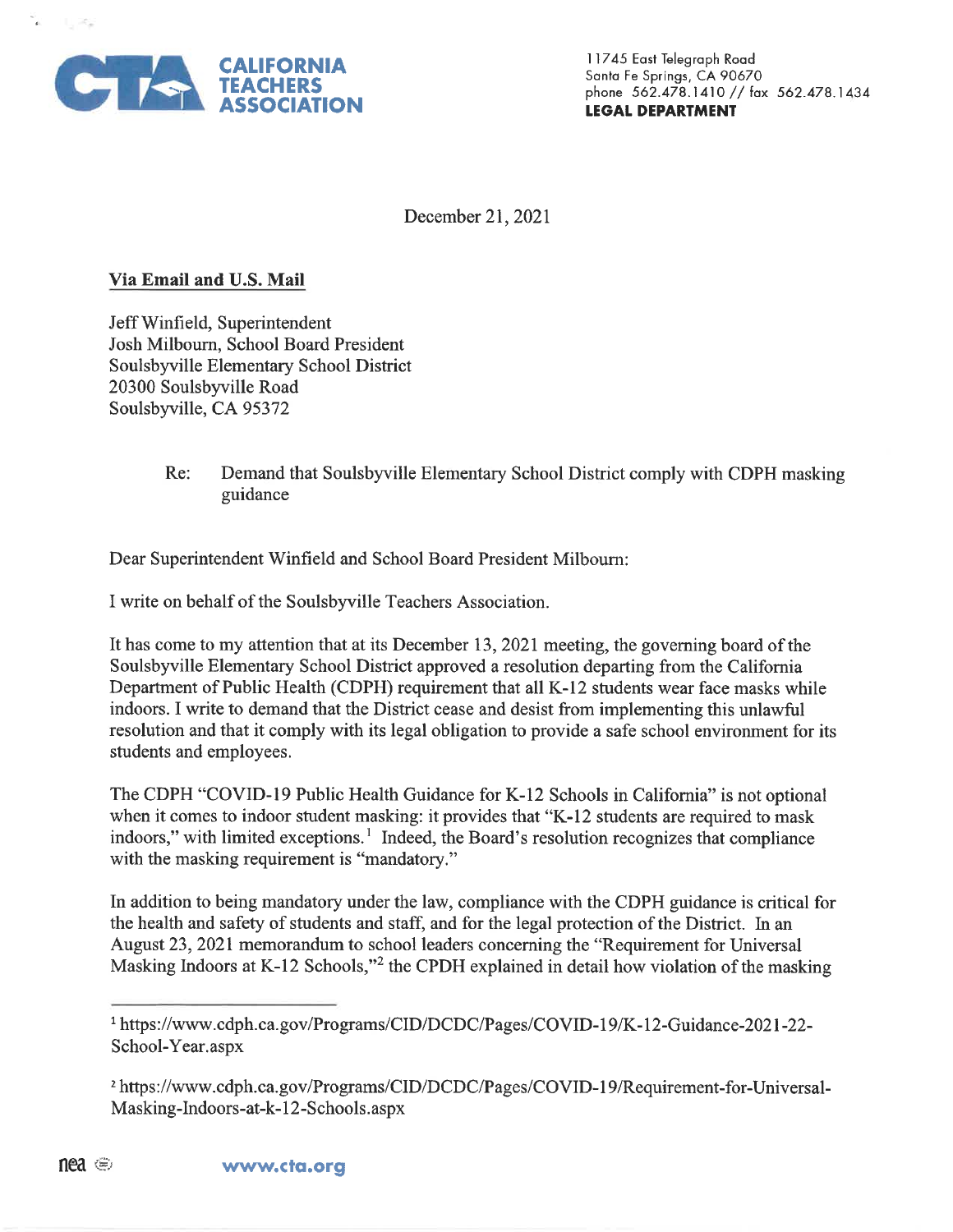**CALIFORNIA TEACHERS ASSOCIATION**

11745 East Telegraph Road
Santa Fe Springs, CA 90670
phone 562.478.1410 // fax 562.478.1434
**LEGAL DEPARTMENT**

December 21, 2021

**Via Email and U.S. Mail**

Jeff Winfield, Superintendent
Josh Milbourn, School Board President
Soulsbyville Elementary School District
20300 Soulsbyville Road
Soulsbyville, CA 95372

Re: Demand that Soulsbyville Elementary School District comply with CDPH masking guidance

Dear Superintendent Winfield and School Board President Milbourn:

I write on behalf of the Soulsbyville Teachers Association.

It has come to my attention that at its December 13, 2021 meeting, the governing board of the Soulsbyville Elementary School District approved a resolution departing from the California Department of Public Health (CDPH) requirement that all K-12 students wear face masks while indoors. I write to demand that the District cease and desist from implementing this unlawful resolution and that it comply with its legal obligation to provide a safe school environment for its students and employees.

The CDPH "COVID-19 Public Health Guidance for K-12 Schools in California" is not optional when it comes to indoor student masking: it provides that "K-12 students are required to mask indoors," with limited exceptions.[1] Indeed, the Board's resolution recognizes that compliance with the masking requirement is "mandatory."

In addition to being mandatory under the law, compliance with the CDPH guidance is critical for the health and safety of students and staff, and for the legal protection of the District. In an August 23, 2021 memorandum to school leaders concerning the "Requirement for Universal Masking Indoors at K-12 Schools,"[2] the CPDH explained in detail how violation of the masking

[1] https://www.cdph.ca.gov/Programs/CID/DCDC/Pages/COVID-19/K-12-Guidance-2021-22-School-Year.aspx

[2] https://www.cdph.ca.gov/Programs/CID/DCDC/Pages/COVID-19/Requirement-for-Universal-Masking-Indoors-at-k-12-Schools.aspx

www.cta.org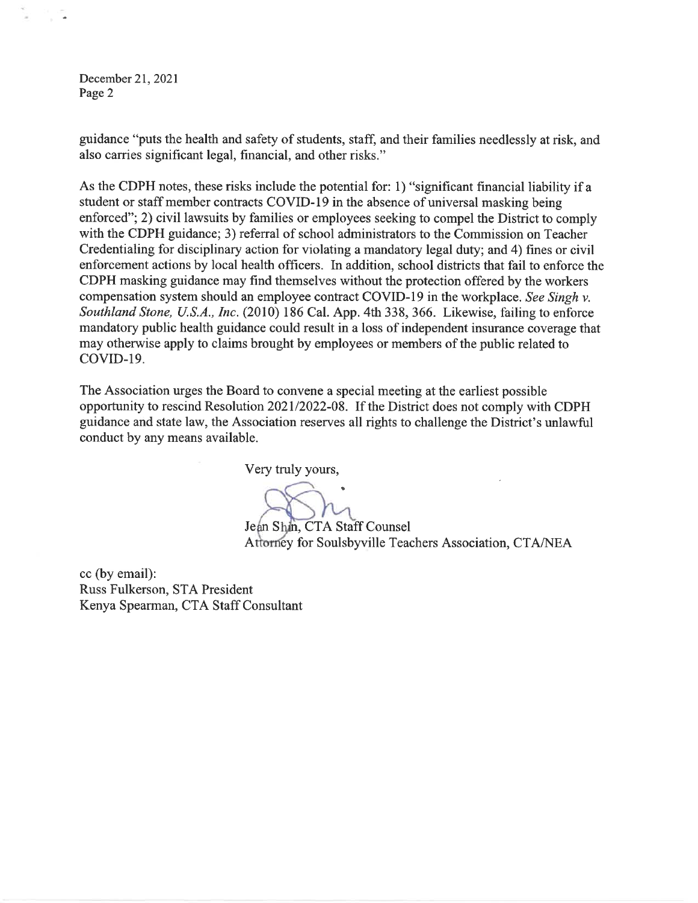guidance "puts the health and safety of students, staff, and their families needlessly at risk, and also carries significant legal, financial, and other risks."

As the CDPH notes, these risks include the potential for: 1) "significant financial liability if a student or staff member contracts COVID-19 in the absence of universal masking being enforced"; 2) civil lawsuits by families or employees seeking to compel the District to comply with the CDPH guidance; 3) referral of school administrators to the Commission on Teacher Credentialing for disciplinary action for violating a mandatory legal duty; and 4) fines or civil enforcement actions by local health officers. In addition, school districts that fail to enforce the CDPH masking guidance may find themselves without the protection offered by the workers compensation system should an employee contract COVID-19 in the workplace. *See Singh v. Southland Stone, U.S.A., Inc.* (2010) 186 Cal. App. 4th 338, 366. Likewise, failing to enforce mandatory public health guidance could result in a loss of independent insurance coverage that may otherwise apply to claims brought by employees or members of the public related to COVID-19.

The Association urges the Board to convene a special meeting at the earliest possible opportunity to rescind Resolution 2021/2022-08. If the District does not comply with CDPH guidance and state law, the Association reserves all rights to challenge the District's unlawful conduct by any means available.

Very truly yours,

Jean Shin, CTA Staff Counsel
Attorney for Soulsbyville Teachers Association, CTA/NEA

cc (by email):
Russ Fulkerson, STA President
Kenya Spearman, CTA Staff Consultant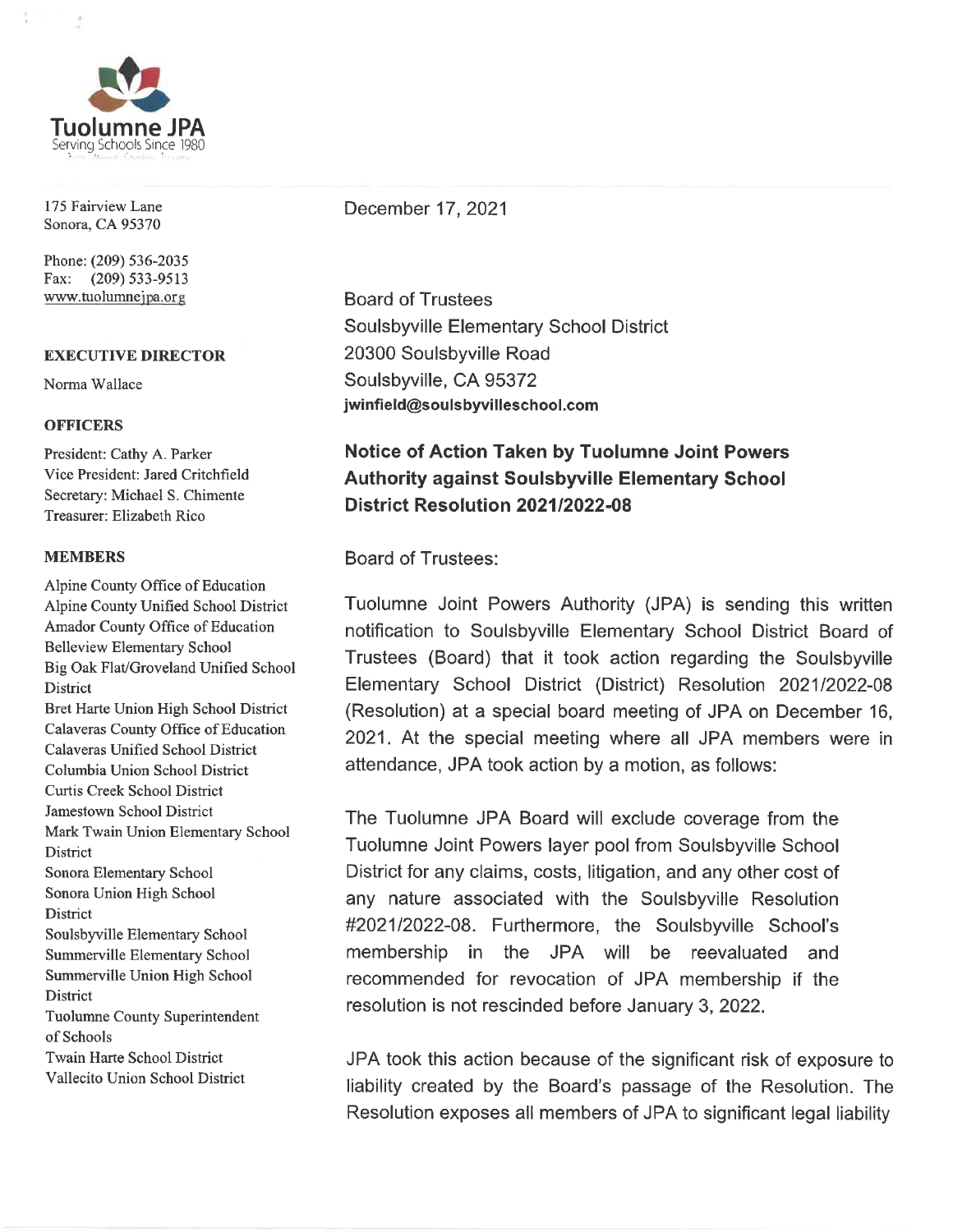**Tuolumne JPA**
Serving Schools Since 1980

175 Fairview Lane
Sonora, CA 95370

Phone: (209) 536-2035
Fax: (209) 533-9513
www.tuolumnejpa.org

**EXECUTIVE DIRECTOR**

Norma Wallace

**OFFICERS**

President: Cathy A. Parker
Vice President: Jared Critchfield
Secretary: Michael S. Chimente
Treasurer: Elizabeth Rico

**MEMBERS**

Alpine County Office of Education
Alpine County Unified School District
Amador County Office of Education
Belleview Elementary School
Big Oak Flat/Groveland Unified School District
Bret Harte Union High School District
Calaveras County Office of Education
Calaveras Unified School District
Columbia Union School District
Curtis Creek School District
Jamestown School District
Mark Twain Union Elementary School District
Sonora Elementary School
Sonora Union High School District
Soulsbyville Elementary School
Summerville Elementary School
Summerville Union High School District
Tuolumne County Superintendent of Schools
Twain Harte School District
Vallecito Union School District

December 17, 2021

Board of Trustees
Soulsbyville Elementary School District
20300 Soulsbyville Road
Soulsbyville, CA 95372
**jwinfield@soulsbyvilleschool.com**

**Notice of Action Taken by Tuolumne Joint Powers Authority against Soulsbyville Elementary School District Resolution 2021/2022-08**

Board of Trustees:

Tuolumne Joint Powers Authority (JPA) is sending this written notification to Soulsbyville Elementary School District Board of Trustees (Board) that it took action regarding the Soulsbyville Elementary School District (District) Resolution 2021/2022-08 (Resolution) at a special board meeting of JPA on December 16, 2021. At the special meeting where all JPA members were in attendance, JPA took action by a motion, as follows:

The Tuolumne JPA Board will exclude coverage from the Tuolumne Joint Powers layer pool from Soulsbyville School District for any claims, costs, litigation, and any other cost of any nature associated with the Soulsbyville Resolution #2021/2022-08. Furthermore, the Soulsbyville School's membership in the JPA will be reevaluated and recommended for revocation of JPA membership if the resolution is not rescinded before January 3, 2022.

JPA took this action because of the significant risk of exposure to liability created by the Board's passage of the Resolution. The Resolution exposes all members of JPA to significant legal liability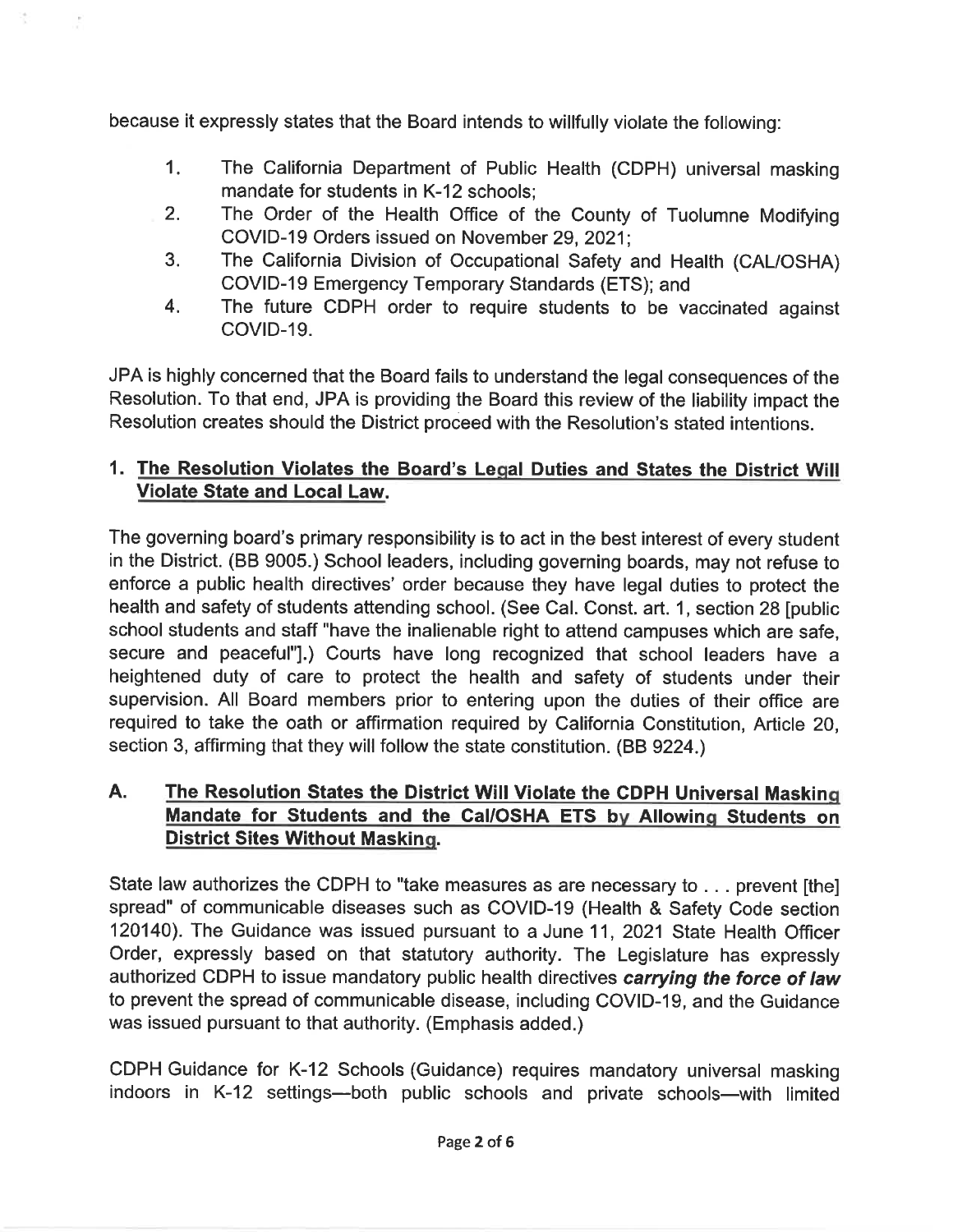because it expressly states that the Board intends to willfully violate the following:

1. The California Department of Public Health (CDPH) universal masking mandate for students in K-12 schools;
2. The Order of the Health Office of the County of Tuolumne Modifying COVID-19 Orders issued on November 29, 2021;
3. The California Division of Occupational Safety and Health (CAL/OSHA) COVID-19 Emergency Temporary Standards (ETS); and
4. The future CDPH order to require students to be vaccinated against COVID-19.

JPA is highly concerned that the Board fails to understand the legal consequences of the Resolution. To that end, JPA is providing the Board this review of the liability impact the Resolution creates should the District proceed with the Resolution's stated intentions.

## 1. The Resolution Violates the Board's Legal Duties and States the District Will Violate State and Local Law.

The governing board's primary responsibility is to act in the best interest of every student in the District. (BB 9005.) School leaders, including governing boards, may not refuse to enforce a public health directives' order because they have legal duties to protect the health and safety of students attending school. (See Cal. Const. art. 1, section 28 [public school students and staff "have the inalienable right to attend campuses which are safe, secure and peaceful"].) Courts have long recognized that school leaders have a heightened duty of care to protect the health and safety of students under their supervision. All Board members prior to entering upon the duties of their office are required to take the oath or affirmation required by California Constitution, Article 20, section 3, affirming that they will follow the state constitution. (BB 9224.)

### A. The Resolution States the District Will Violate the CDPH Universal Masking Mandate for Students and the Cal/OSHA ETS by Allowing Students on District Sites Without Masking.

State law authorizes the CDPH to "take measures as are necessary to . . . prevent [the] spread" of communicable diseases such as COVID-19 (Health & Safety Code section 120140). The Guidance was issued pursuant to a June 11, 2021 State Health Officer Order, expressly based on that statutory authority. The Legislature has expressly authorized CDPH to issue mandatory public health directives ***carrying the force of law*** to prevent the spread of communicable disease, including COVID-19, and the Guidance was issued pursuant to that authority. (Emphasis added.)

CDPH Guidance for K-12 Schools (Guidance) requires mandatory universal masking indoors in K-12 settings—both public schools and private schools—with limited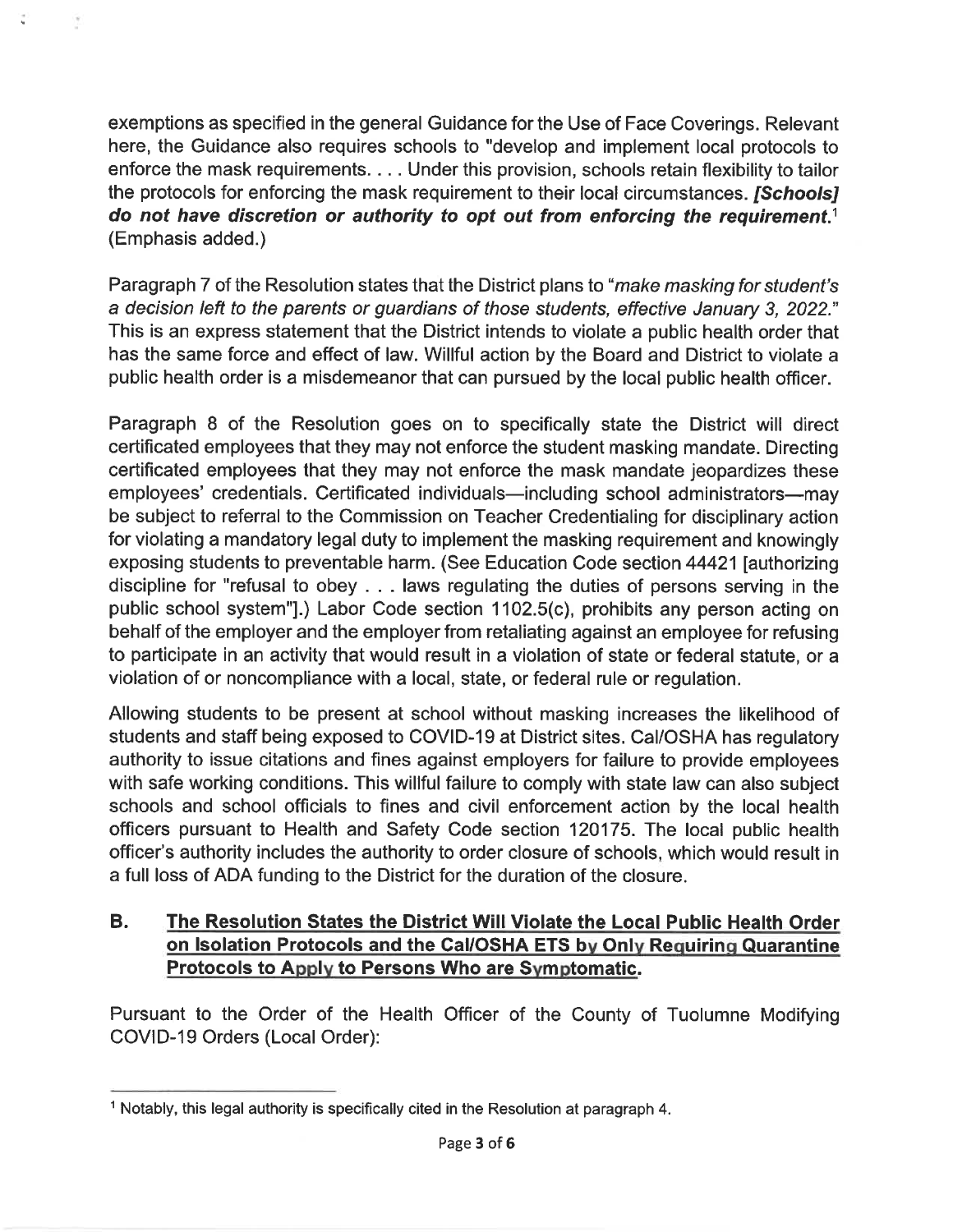exemptions as specified in the general Guidance for the Use of Face Coverings. Relevant here, the Guidance also requires schools to "develop and implement local protocols to enforce the mask requirements. . . . Under this provision, schools retain flexibility to tailor the protocols for enforcing the mask requirement to their local circumstances. ***[Schools] do not have discretion or authority to opt out from enforcing the requirement.***[1] (Emphasis added.)

Paragraph 7 of the Resolution states that the District plans to "*make masking for student's a decision left to the parents or guardians of those students, effective January 3, 2022.*" This is an express statement that the District intends to violate a public health order that has the same force and effect of law. Willful action by the Board and District to violate a public health order is a misdemeanor that can pursued by the local public health officer.

Paragraph 8 of the Resolution goes on to specifically state the District will direct certificated employees that they may not enforce the student masking mandate. Directing certificated employees that they may not enforce the mask mandate jeopardizes these employees' credentials. Certificated individuals—including school administrators—may be subject to referral to the Commission on Teacher Credentialing for disciplinary action for violating a mandatory legal duty to implement the masking requirement and knowingly exposing students to preventable harm. (See Education Code section 44421 [authorizing discipline for "refusal to obey . . . laws regulating the duties of persons serving in the public school system"].) Labor Code section 1102.5(c), prohibits any person acting on behalf of the employer and the employer from retaliating against an employee for refusing to participate in an activity that would result in a violation of state or federal statute, or a violation of or noncompliance with a local, state, or federal rule or regulation.

Allowing students to be present at school without masking increases the likelihood of students and staff being exposed to COVID-19 at District sites. Cal/OSHA has regulatory authority to issue citations and fines against employers for failure to provide employees with safe working conditions. This willful failure to comply with state law can also subject schools and school officials to fines and civil enforcement action by the local health officers pursuant to Health and Safety Code section 120175. The local public health officer's authority includes the authority to order closure of schools, which would result in a full loss of ADA funding to the District for the duration of the closure.

## B. The Resolution States the District Will Violate the Local Public Health Order on Isolation Protocols and the Cal/OSHA ETS by Only Requiring Quarantine Protocols to Apply to Persons Who are Symptomatic.

Pursuant to the Order of the Health Officer of the County of Tuolumne Modifying COVID-19 Orders (Local Order):

---

[1] Notably, this legal authority is specifically cited in the Resolution at paragraph 4.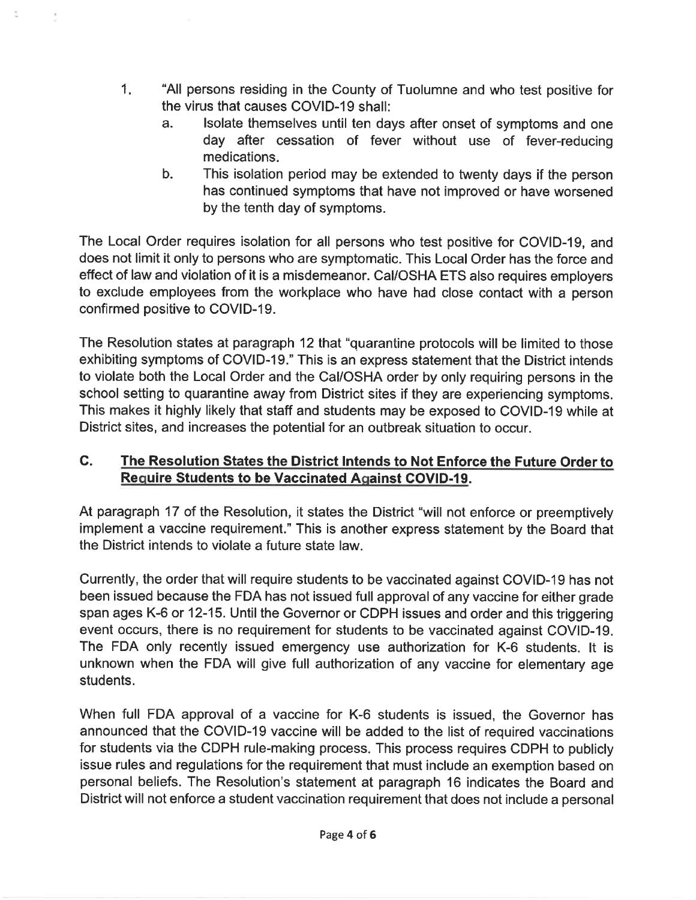1. "All persons residing in the County of Tuolumne and who test positive for the virus that causes COVID-19 shall:
   a. Isolate themselves until ten days after onset of symptoms and one day after cessation of fever without use of fever-reducing medications.
   b. This isolation period may be extended to twenty days if the person has continued symptoms that have not improved or have worsened by the tenth day of symptoms.

The Local Order requires isolation for all persons who test positive for COVID-19, and does not limit it only to persons who are symptomatic. This Local Order has the force and effect of law and violation of it is a misdemeanor. Cal/OSHA ETS also requires employers to exclude employees from the workplace who have had close contact with a person confirmed positive to COVID-19.

The Resolution states at paragraph 12 that "quarantine protocols will be limited to those exhibiting symptoms of COVID-19." This is an express statement that the District intends to violate both the Local Order and the Cal/OSHA order by only requiring persons in the school setting to quarantine away from District sites if they are experiencing symptoms. This makes it highly likely that staff and students may be exposed to COVID-19 while at District sites, and increases the potential for an outbreak situation to occur.

## C. <u>The Resolution States the District Intends to Not Enforce the Future Order to Require Students to be Vaccinated Against COVID-19.</u>

At paragraph 17 of the Resolution, it states the District "will not enforce or preemptively implement a vaccine requirement." This is another express statement by the Board that the District intends to violate a future state law.

Currently, the order that will require students to be vaccinated against COVID-19 has not been issued because the FDA has not issued full approval of any vaccine for either grade span ages K-6 or 12-15. Until the Governor or CDPH issues and order and this triggering event occurs, there is no requirement for students to be vaccinated against COVID-19. The FDA only recently issued emergency use authorization for K-6 students. It is unknown when the FDA will give full authorization of any vaccine for elementary age students.

When full FDA approval of a vaccine for K-6 students is issued, the Governor has announced that the COVID-19 vaccine will be added to the list of required vaccinations for students via the CDPH rule-making process. This process requires CDPH to publicly issue rules and regulations for the requirement that must include an exemption based on personal beliefs. The Resolution's statement at paragraph 16 indicates the Board and District will not enforce a student vaccination requirement that does not include a personal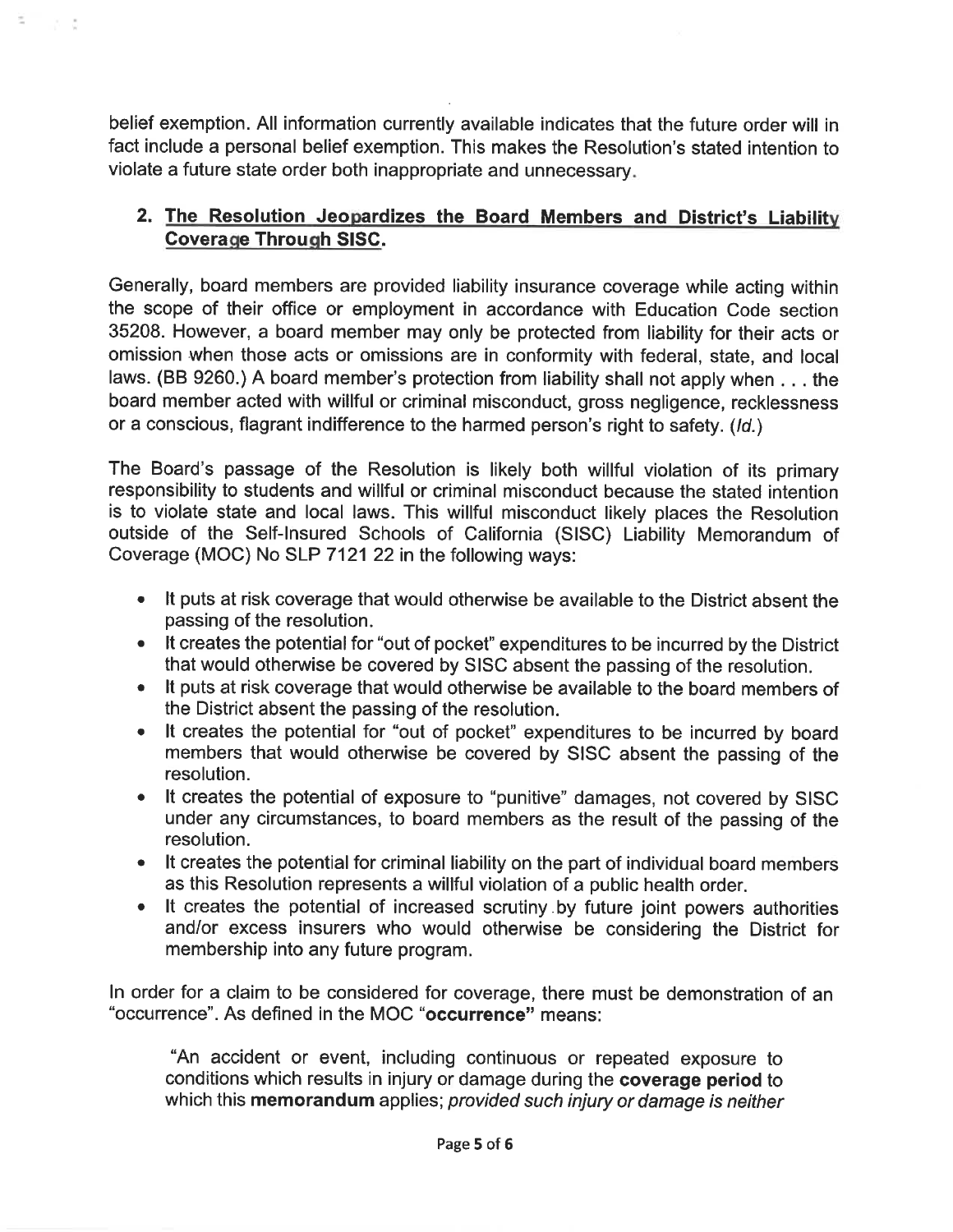belief exemption. All information currently available indicates that the future order will in fact include a personal belief exemption. This makes the Resolution's stated intention to violate a future state order both inappropriate and unnecessary.

## 2. The Resolution Jeopardizes the Board Members and District's Liability Coverage Through SISC.

Generally, board members are provided liability insurance coverage while acting within the scope of their office or employment in accordance with Education Code section 35208. However, a board member may only be protected from liability for their acts or omission when those acts or omissions are in conformity with federal, state, and local laws. (BB 9260.) A board member's protection from liability shall not apply when . . . the board member acted with willful or criminal misconduct, gross negligence, recklessness or a conscious, flagrant indifference to the harmed person's right to safety. (*Id.*)

The Board's passage of the Resolution is likely both willful violation of its primary responsibility to students and willful or criminal misconduct because the stated intention is to violate state and local laws. This willful misconduct likely places the Resolution outside of the Self-Insured Schools of California (SISC) Liability Memorandum of Coverage (MOC) No SLP 7121 22 in the following ways:

- It puts at risk coverage that would otherwise be available to the District absent the passing of the resolution.
- It creates the potential for "out of pocket" expenditures to be incurred by the District that would otherwise be covered by SISC absent the passing of the resolution.
- It puts at risk coverage that would otherwise be available to the board members of the District absent the passing of the resolution.
- It creates the potential for "out of pocket" expenditures to be incurred by board members that would otherwise be covered by SISC absent the passing of the resolution.
- It creates the potential of exposure to "punitive" damages, not covered by SISC under any circumstances, to board members as the result of the passing of the resolution.
- It creates the potential for criminal liability on the part of individual board members as this Resolution represents a willful violation of a public health order.
- It creates the potential of increased scrutiny by future joint powers authorities and/or excess insurers who would otherwise be considering the District for membership into any future program.

In order for a claim to be considered for coverage, there must be demonstration of an "occurrence". As defined in the MOC "**occurrence**" means:

> "An accident or event, including continuous or repeated exposure to conditions which results in injury or damage during the **coverage period** to which this **memorandum** applies; *provided such injury or damage is neither*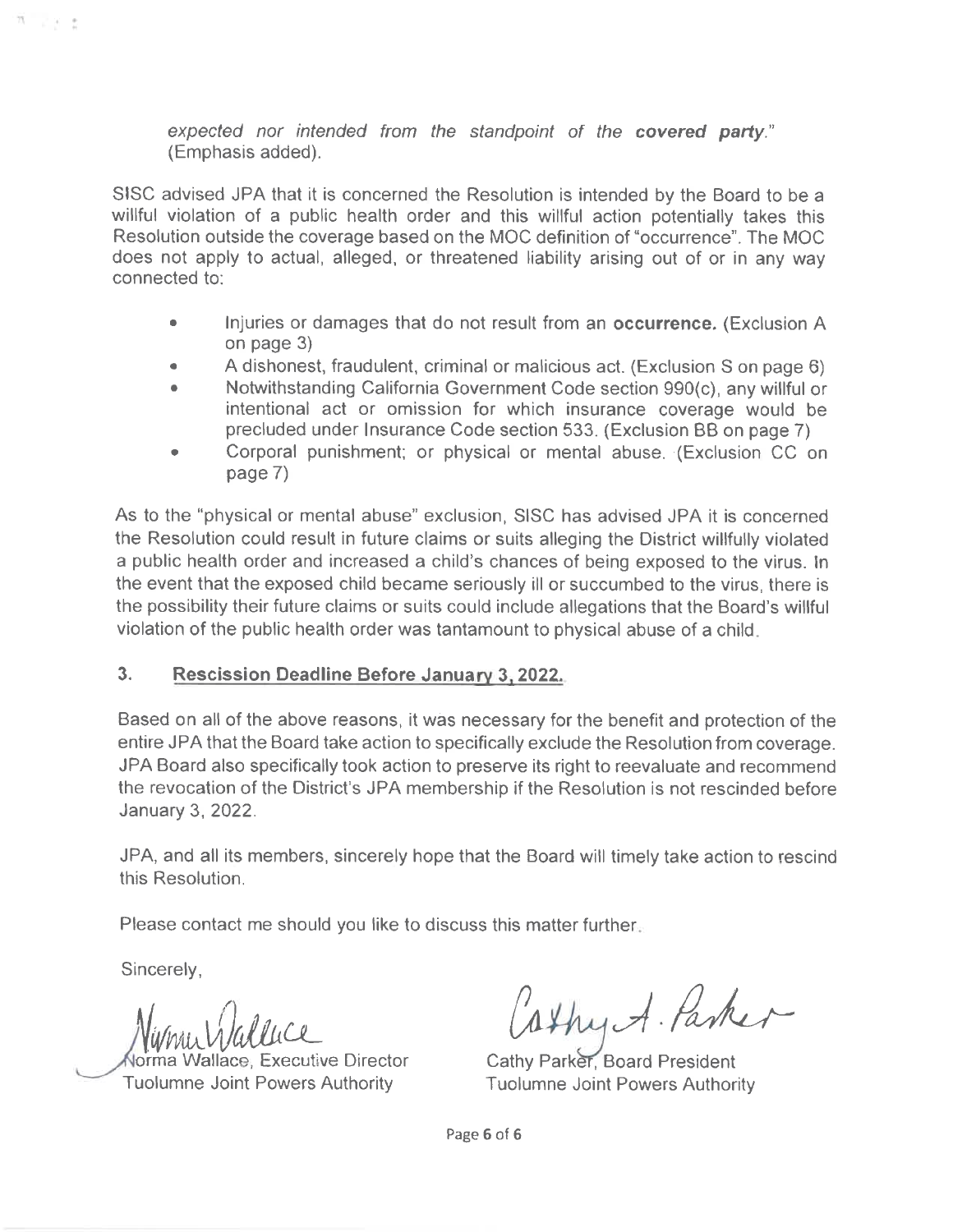*expected nor intended from the standpoint of the* ***covered party****.*" (Emphasis added).

SISC advised JPA that it is concerned the Resolution is intended by the Board to be a willful violation of a public health order and this willful action potentially takes this Resolution outside the coverage based on the MOC definition of "occurrence". The MOC does not apply to actual, alleged, or threatened liability arising out of or in any way connected to:

- Injuries or damages that do not result from an **occurrence.** (Exclusion A on page 3)
- A dishonest, fraudulent, criminal or malicious act. (Exclusion S on page 6)
- Notwithstanding California Government Code section 990(c), any willful or intentional act or omission for which insurance coverage would be precluded under Insurance Code section 533. (Exclusion BB on page 7)
- Corporal punishment; or physical or mental abuse. (Exclusion CC on page 7)

As to the "physical or mental abuse" exclusion, SISC has advised JPA it is concerned the Resolution could result in future claims or suits alleging the District willfully violated a public health order and increased a child's chances of being exposed to the virus. In the event that the exposed child became seriously ill or succumbed to the virus, there is the possibility their future claims or suits could include allegations that the Board's willful violation of the public health order was tantamount to physical abuse of a child.

### 3. Rescission Deadline Before January 3, 2022.

Based on all of the above reasons, it was necessary for the benefit and protection of the entire JPA that the Board take action to specifically exclude the Resolution from coverage. JPA Board also specifically took action to preserve its right to reevaluate and recommend the revocation of the District's JPA membership if the Resolution is not rescinded before January 3, 2022.

JPA, and all its members, sincerely hope that the Board will timely take action to rescind this Resolution.

Please contact me should you like to discuss this matter further.

Sincerely,

Norma Wallace, Executive Director
Tuolumne Joint Powers Authority

Cathy Parker, Board President
Tuolumne Joint Powers Authority